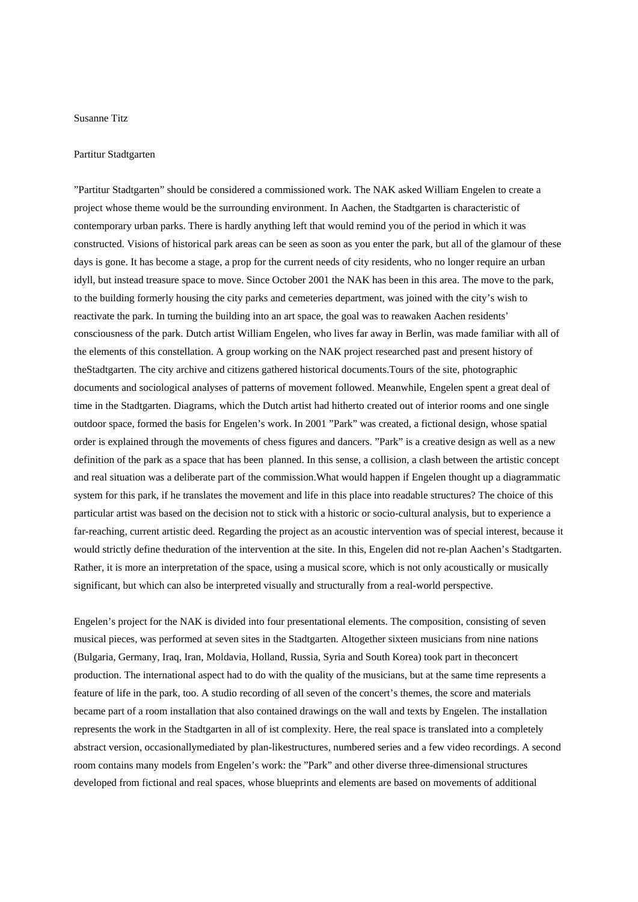Susanne Titz

Partitur Stadtgarten

”Partitur Stadtgarten” should be considered a commissioned work. The NAK asked William Engelen to create a project whose theme would be the surrounding environment. In Aachen, the Stadtgarten is characteristic of contemporary urban parks. There is hardly anything left that would remind you of the period in which it was constructed. Visions of historical park areas can be seen as soon as you enter the park, but all of the glamour of these days is gone. It has become a stage, a prop for the current needs of city residents, who no longer require an urban idyll, but instead treasure space to move. Since October 2001 the NAK has been in this area. The move to the park, to the building formerly housing the city parks and cemeteries department, was joined with the city’s wish to reactivate the park. In turning the building into an art space, the goal was to reawaken Aachen residents’ consciousness of the park. Dutch artist William Engelen, who lives far away in Berlin, was made familiar with all of the elements of this constellation. A group working on the NAK project researched past and present history of theStadtgarten. The city archive and citizens gathered historical documents.Tours of the site, photographic documents and sociological analyses of patterns of movement followed. Meanwhile, Engelen spent a great deal of time in the Stadtgarten. Diagrams, which the Dutch artist had hitherto created out of interior rooms and one single outdoor space, formed the basis for Engelen’s work. In 2001 ”Park” was created, a fictional design, whose spatial order is explained through the movements of chess figures and dancers. ”Park” is a creative design as well as a new definition of the park as a space that has been planned. In this sense, a collision, a clash between the artistic concept and real situation was a deliberate part of the commission.What would happen if Engelen thought up a diagrammatic system for this park, if he translates the movement and life in this place into readable structures? The choice of this particular artist was based on the decision not to stick with a historic or socio-cultural analysis, but to experience a far-reaching, current artistic deed. Regarding the project as an acoustic intervention was of special interest, because it would strictly define theduration of the intervention at the site. In this, Engelen did not re-plan Aachen’s Stadtgarten. Rather, it is more an interpretation of the space, using a musical score, which is not only acoustically or musically significant, but which can also be interpreted visually and structurally from a real-world perspective.

Engelen’s project for the NAK is divided into four presentational elements. The composition, consisting of seven musical pieces, was performed at seven sites in the Stadtgarten. Altogether sixteen musicians from nine nations (Bulgaria, Germany, Iraq, Iran, Moldavia, Holland, Russia, Syria and South Korea) took part in theconcert production. The international aspect had to do with the quality of the musicians, but at the same time represents a feature of life in the park, too. A studio recording of all seven of the concert’s themes, the score and materials became part of a room installation that also contained drawings on the wall and texts by Engelen. The installation represents the work in the Stadtgarten in all of ist complexity. Here, the real space is translated into a completely abstract version, occasionallymediated by plan-likestructures, numbered series and a few video recordings. A second room contains many models from Engelen’s work: the ”Park” and other diverse three-dimensional structures developed from fictional and real spaces, whose blueprints and elements are based on movements of additional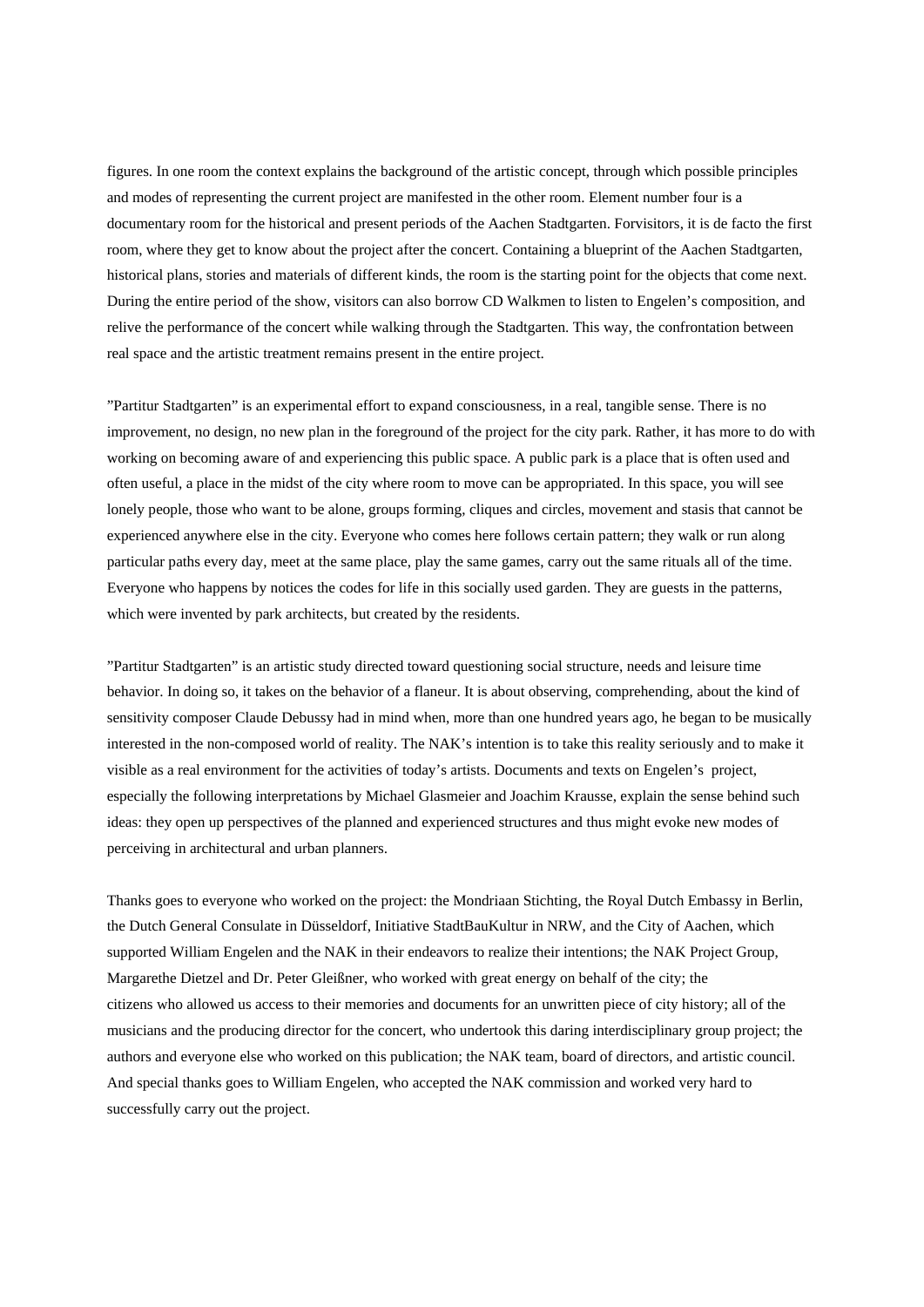figures. In one room the context explains the background of the artistic concept, through which possible principles and modes of representing the current project are manifested in the other room. Element number four is a documentary room for the historical and present periods of the Aachen Stadtgarten. Forvisitors, it is de facto the first room, where they get to know about the project after the concert. Containing a blueprint of the Aachen Stadtgarten, historical plans, stories and materials of different kinds, the room is the starting point for the objects that come next. During the entire period of the show, visitors can also borrow CD Walkmen to listen to Engelen's composition, and relive the performance of the concert while walking through the Stadtgarten. This way, the confrontation between real space and the artistic treatment remains present in the entire project.

"Partitur Stadtgarten" is an experimental effort to expand consciousness, in a real, tangible sense. There is no improvement, no design, no new plan in the foreground of the project for the city park. Rather, it has more to do with working on becoming aware of and experiencing this public space. A public park is a place that is often used and often useful, a place in the midst of the city where room to move can be appropriated. In this space, you will see lonely people, those who want to be alone, groups forming, cliques and circles, movement and stasis that cannot be experienced anywhere else in the city. Everyone who comes here follows certain pattern; they walk or run along particular paths every day, meet at the same place, play the same games, carry out the same rituals all of the time. Everyone who happens by notices the codes for life in this socially used garden. They are guests in the patterns, which were invented by park architects, but created by the residents.

"Partitur Stadtgarten" is an artistic study directed toward questioning social structure, needs and leisure time behavior. In doing so, it takes on the behavior of a flaneur. It is about observing, comprehending, about the kind of sensitivity composer Claude Debussy had in mind when, more than one hundred years ago, he began to be musically interested in the non-composed world of reality. The NAK's intention is to take this reality seriously and to make it visible as a real environment for the activities of today's artists. Documents and texts on Engelen's project, especially the following interpretations by Michael Glasmeier and Joachim Krausse, explain the sense behind such ideas: they open up perspectives of the planned and experienced structures and thus might evoke new modes of perceiving in architectural and urban planners.

Thanks goes to everyone who worked on the project: the Mondriaan Stichting, the Royal Dutch Embassy in Berlin, the Dutch General Consulate in Düsseldorf, Initiative StadtBauKultur in NRW, and the City of Aachen, which supported William Engelen and the NAK in their endeavors to realize their intentions; the NAK Project Group, Margarethe Dietzel and Dr. Peter Gleißner, who worked with great energy on behalf of the city; the citizens who allowed us access to their memories and documents for an unwritten piece of city history; all of the musicians and the producing director for the concert, who undertook this daring interdisciplinary group project; the authors and everyone else who worked on this publication; the NAK team, board of directors, and artistic council. And special thanks goes to William Engelen, who accepted the NAK commission and worked very hard to successfully carry out the project.